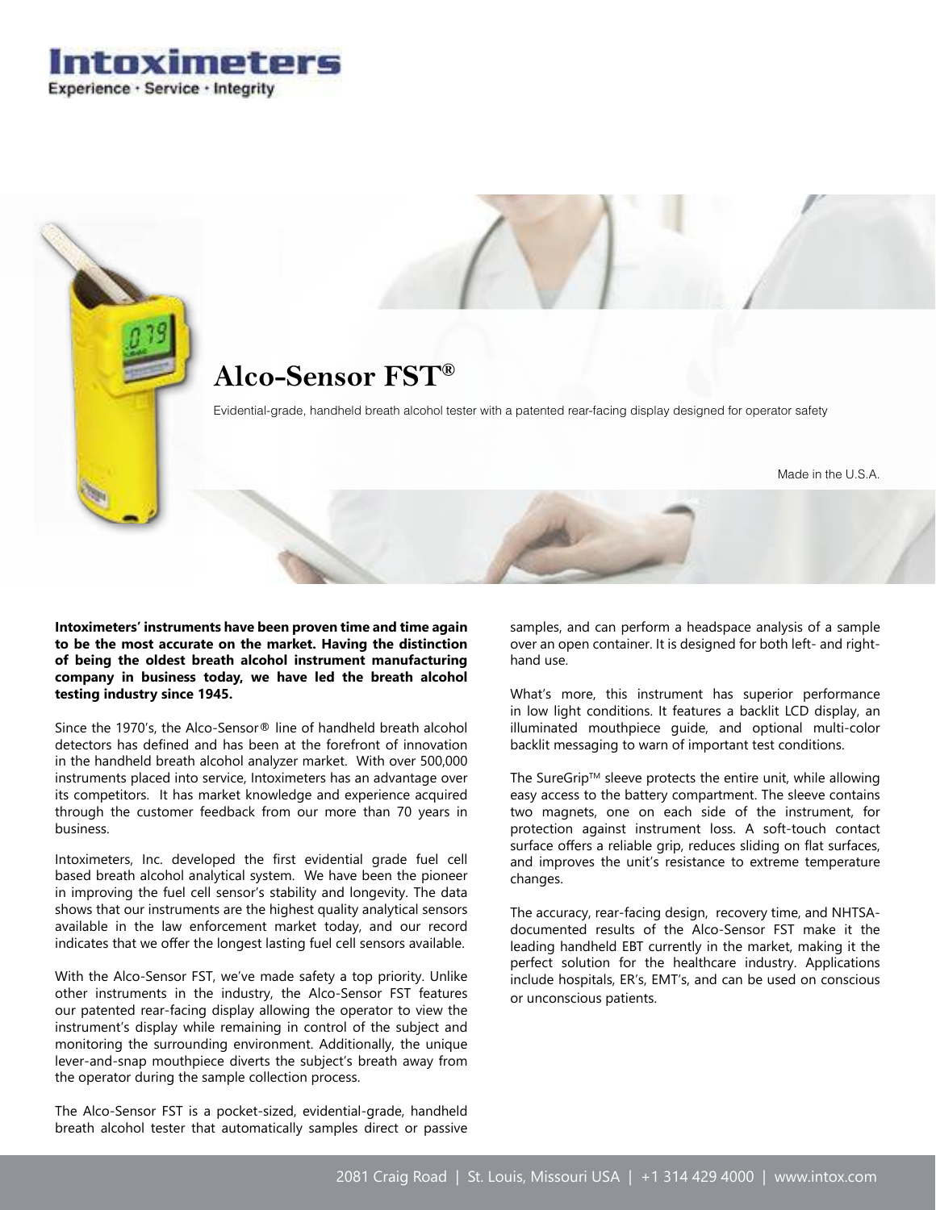Intoximeters

Experience · Service · Integrity

# Alco-Sensor FST®

Evidential-grade, handheld breath alcohol tester with a patented rear-facing display designed for operator safety

Made in the U.S.A.

**Intoximeters' instruments have been proven time and time again to be the most accurate on the market. Having the distinction of being the oldest breath alcohol instrument manufacturing company in business today, we have led the breath alcohol testing industry since 1945.**

Since the 1970's, the Alco-Sensor® line of handheld breath alcohol detectors has defined and has been at the forefront of innovation in the handheld breath alcohol analyzer market. With over 500,000 instruments placed into service, Intoximeters has an advantage over its competitors. It has market knowledge and experience acquired through the customer feedback from our more than 70 years in business.

Intoximeters, Inc. developed the first evidential grade fuel cell based breath alcohol analytical system. We have been the pioneer in improving the fuel cell sensor's stability and longevity. The data shows that our instruments are the highest quality analytical sensors available in the law enforcement market today, and our record indicates that we offer the longest lasting fuel cell sensors available.

With the Alco-Sensor FST, we've made safety a top priority. Unlike other instruments in the industry, the Alco-Sensor FST features our patented rear-facing display allowing the operator to view the instrument's display while remaining in control of the subject and monitoring the surrounding environment. Additionally, the unique lever-and-snap mouthpiece diverts the subject's breath away from the operator during the sample collection process.

The Alco-Sensor FST is a pocket-sized, evidential-grade, handheld breath alcohol tester that automatically samples direct or passive samples, and can perform a headspace analysis of a sample over an open container. It is designed for both left- and right-hand use.

What's more, this instrument has superior performance in low light conditions. It features a backlit LCD display, an illuminated mouthpiece guide, and optional multi-color backlit messaging to warn of important test conditions.

The SureGrip™ sleeve protects the entire unit, while allowing easy access to the battery compartment. The sleeve contains two magnets, one on each side of the instrument, for protection against instrument loss. A soft-touch contact surface offers a reliable grip, reduces sliding on flat surfaces, and improves the unit's resistance to extreme temperature changes.

The accuracy, rear-facing design, recovery time, and NHTSA-documented results of the Alco-Sensor FST make it the leading handheld EBT currently in the market, making it the perfect solution for the healthcare industry. Applications include hospitals, ER's, EMT's, and can be used on conscious or unconscious patients.

2081 Craig Road | St. Louis, Missouri USA | +1 314 429 4000 | www.intox.com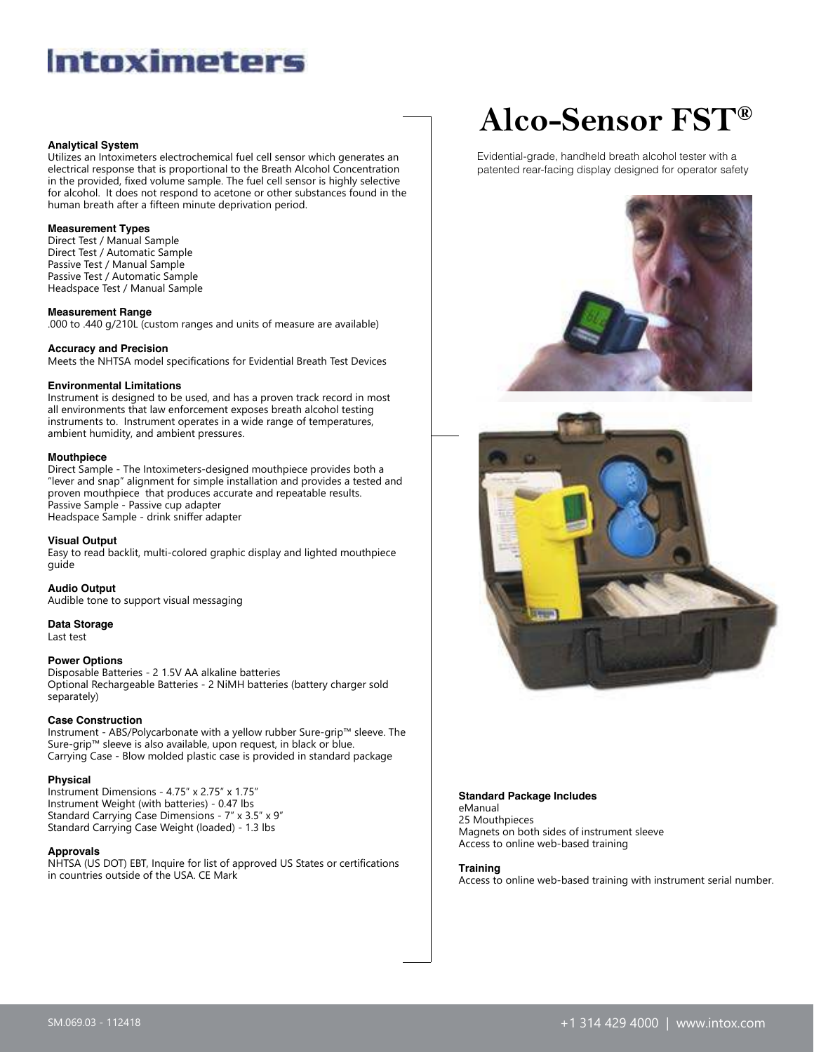Intoximeters

# Alco-Sensor FST®

Evidential-grade, handheld breath alcohol tester with a patented rear-facing display designed for operator safety

**Analytical System**
Utilizes an Intoximeters electrochemical fuel cell sensor which generates an electrical response that is proportional to the Breath Alcohol Concentration in the provided, fixed volume sample. The fuel cell sensor is highly selective for alcohol. It does not respond to acetone or other substances found in the human breath after a fifteen minute deprivation period.

**Measurement Types**
Direct Test / Manual Sample
Direct Test / Automatic Sample
Passive Test / Manual Sample
Passive Test / Automatic Sample
Headspace Test / Manual Sample

**Measurement Range**
.000 to .440 g/210L (custom ranges and units of measure are available)

**Accuracy and Precision**
Meets the NHTSA model specifications for Evidential Breath Test Devices

**Environmental Limitations**
Instrument is designed to be used, and has a proven track record in most all environments that law enforcement exposes breath alcohol testing instruments to. Instrument operates in a wide range of temperatures, ambient humidity, and ambient pressures.

**Mouthpiece**
Direct Sample - The Intoximeters-designed mouthpiece provides both a "lever and snap" alignment for simple installation and provides a tested and proven mouthpiece that produces accurate and repeatable results.
Passive Sample - Passive cup adapter
Headspace Sample - drink sniffer adapter

**Visual Output**
Easy to read backlit, multi-colored graphic display and lighted mouthpiece guide

**Audio Output**
Audible tone to support visual messaging

**Data Storage**
Last test

**Power Options**
Disposable Batteries - 2 1.5V AA alkaline batteries
Optional Rechargeable Batteries - 2 NiMH batteries (battery charger sold separately)

**Case Construction**
Instrument - ABS/Polycarbonate with a yellow rubber Sure-grip™ sleeve. The Sure-grip™ sleeve is also available, upon request, in black or blue.
Carrying Case - Blow molded plastic case is provided in standard package

**Physical**
Instrument Dimensions - 4.75" x 2.75" x 1.75"
Instrument Weight (with batteries) - 0.47 lbs
Standard Carrying Case Dimensions - 7" x 3.5" x 9"
Standard Carrying Case Weight (loaded) - 1.3 lbs

**Approvals**
NHTSA (US DOT) EBT, Inquire for list of approved US States or certifications in countries outside of the USA. CE Mark

**Standard Package Includes**
eManual
25 Mouthpieces
Magnets on both sides of instrument sleeve
Access to online web-based training

**Training**
Access to online web-based training with instrument serial number.

SM.069.03 - 112418

+1 314 429 4000 | www.intox.com